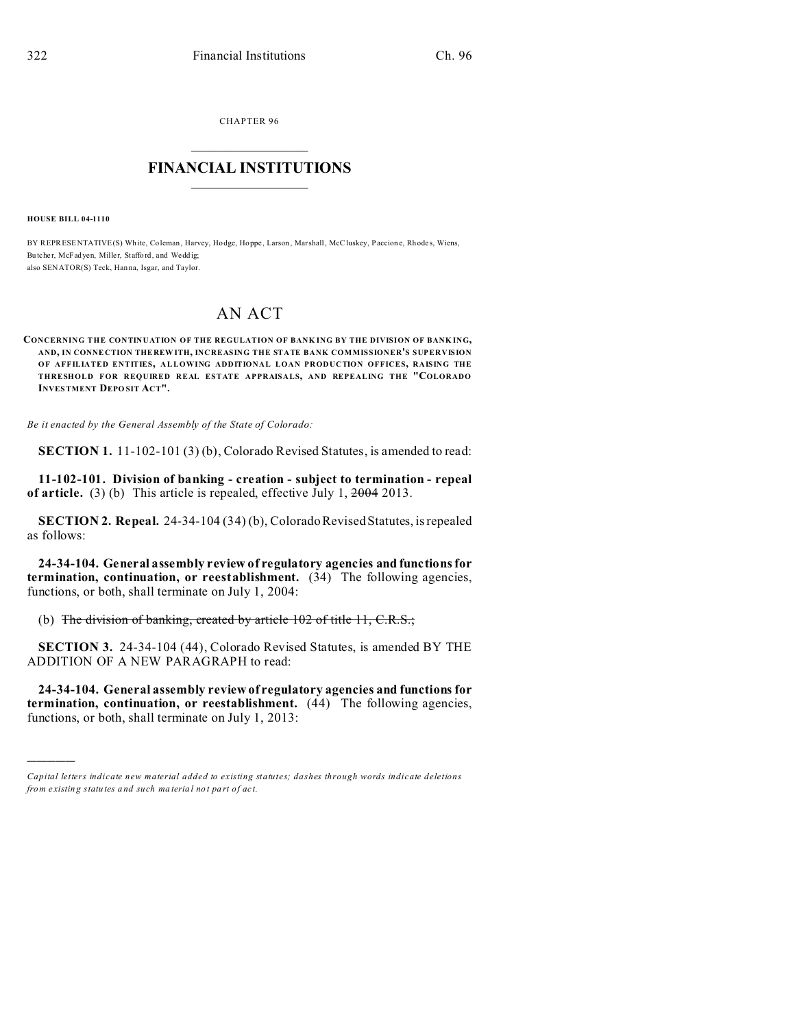CHAPTER 96

# FINANCIAL INSTITUTIONS

**HOUSE BILL 04-1110**

BY REPRESENTATIVE(S) White, Coleman, Harvey, Hodge, Hoppe, Larson, Marshall, McCluskey, Paccione, Rhodes, Wiens, Butcher, McFadyen, Miller, Stafford, and Weddig;
also SENATOR(S) Teck, Hanna, Isgar, and Taylor.

# AN ACT

**CONCERNING THE CONTINUATION OF THE REGULATION OF BANKING BY THE DIVISION OF BANKING, AND, IN CONNECTION THEREWITH, INCREASING THE STATE BANK COMMISSIONER'S SUPERVISION OF AFFILIATED ENTITIES, ALLOWING ADDITIONAL LOAN PRODUCTION OFFICES, RAISING THE THRESHOLD FOR REQUIRED REAL ESTATE APPRAISALS, AND REPEALING THE "COLORADO INVESTMENT DEPOSIT ACT".**

*Be it enacted by the General Assembly of the State of Colorado:*

**SECTION 1.** 11-102-101 (3) (b), Colorado Revised Statutes, is amended to read:

**11-102-101. Division of banking - creation - subject to termination - repeal of article.** (3) (b) This article is repealed, effective July 1, ~~2004~~ 2013.

**SECTION 2. Repeal.** 24-34-104 (34) (b), Colorado Revised Statutes, is repealed as follows:

**24-34-104. General assembly review of regulatory agencies and functions for termination, continuation, or reestablishment.** (34) The following agencies, functions, or both, shall terminate on July 1, 2004:

(b) ~~The division of banking, created by article 102 of title 11, C.R.S.;~~

**SECTION 3.** 24-34-104 (44), Colorado Revised Statutes, is amended BY THE ADDITION OF A NEW PARAGRAPH to read:

**24-34-104. General assembly review of regulatory agencies and functions for termination, continuation, or reestablishment.** (44) The following agencies, functions, or both, shall terminate on July 1, 2013:

---

*Capital letters indicate new material added to existing statutes; dashes through words indicate deletions from existing statutes and such material not part of act.*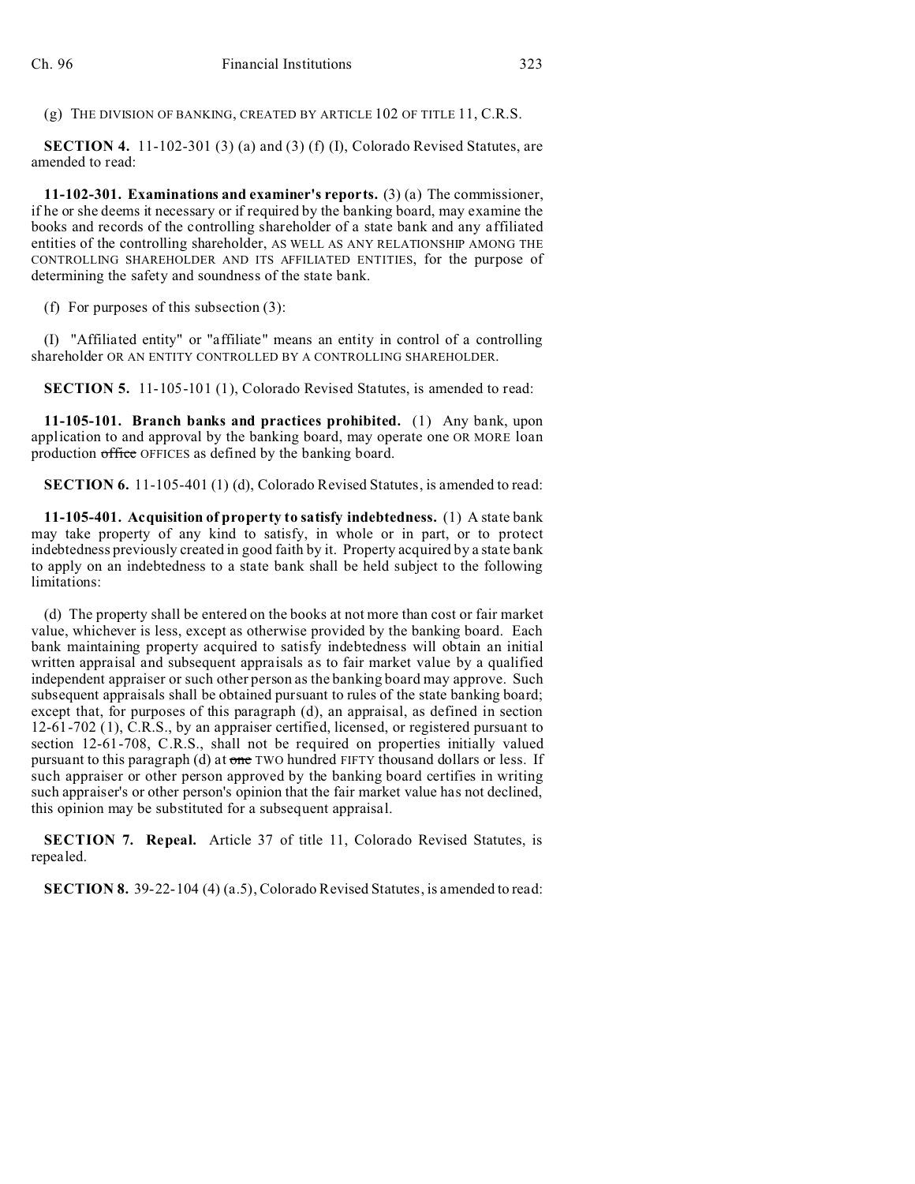(g) THE DIVISION OF BANKING, CREATED BY ARTICLE 102 OF TITLE 11, C.R.S.

**SECTION 4.** 11-102-301 (3) (a) and (3) (f) (I), Colorado Revised Statutes, are amended to read:

**11-102-301. Examinations and examiner's reports.** (3) (a) The commissioner, if he or she deems it necessary or if required by the banking board, may examine the books and records of the controlling shareholder of a state bank and any affiliated entities of the controlling shareholder, AS WELL AS ANY RELATIONSHIP AMONG THE CONTROLLING SHAREHOLDER AND ITS AFFILIATED ENTITIES, for the purpose of determining the safety and soundness of the state bank.

(f) For purposes of this subsection (3):

(I) "Affiliated entity" or "affiliate" means an entity in control of a controlling shareholder OR AN ENTITY CONTROLLED BY A CONTROLLING SHAREHOLDER.

**SECTION 5.** 11-105-101 (1), Colorado Revised Statutes, is amended to read:

**11-105-101. Branch banks and practices prohibited.** (1) Any bank, upon application to and approval by the banking board, may operate one OR MORE loan production ~~office~~ OFFICES as defined by the banking board.

**SECTION 6.** 11-105-401 (1) (d), Colorado Revised Statutes, is amended to read:

**11-105-401. Acquisition of property to satisfy indebtedness.** (1) A state bank may take property of any kind to satisfy, in whole or in part, or to protect indebtedness previously created in good faith by it. Property acquired by a state bank to apply on an indebtedness to a state bank shall be held subject to the following limitations:

(d) The property shall be entered on the books at not more than cost or fair market value, whichever is less, except as otherwise provided by the banking board. Each bank maintaining property acquired to satisfy indebtedness will obtain an initial written appraisal and subsequent appraisals as to fair market value by a qualified independent appraiser or such other person as the banking board may approve. Such subsequent appraisals shall be obtained pursuant to rules of the state banking board; except that, for purposes of this paragraph (d), an appraisal, as defined in section 12-61-702 (1), C.R.S., by an appraiser certified, licensed, or registered pursuant to section 12-61-708, C.R.S., shall not be required on properties initially valued pursuant to this paragraph (d) at ~~one~~ TWO hundred FIFTY thousand dollars or less. If such appraiser or other person approved by the banking board certifies in writing such appraiser's or other person's opinion that the fair market value has not declined, this opinion may be substituted for a subsequent appraisal.

**SECTION 7. Repeal.** Article 37 of title 11, Colorado Revised Statutes, is repealed.

**SECTION 8.** 39-22-104 (4) (a.5), Colorado Revised Statutes, is amended to read: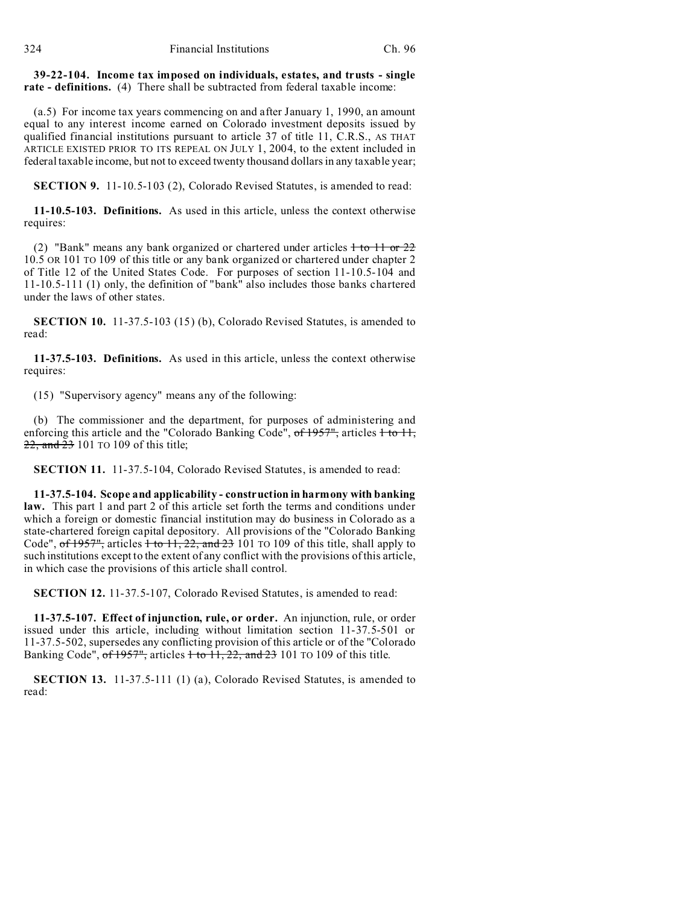**39-22-104. Income tax imposed on individuals, estates, and trusts - single rate - definitions.** (4) There shall be subtracted from federal taxable income:

(a.5) For income tax years commencing on and after January 1, 1990, an amount equal to any interest income earned on Colorado investment deposits issued by qualified financial institutions pursuant to article 37 of title 11, C.R.S., AS THAT ARTICLE EXISTED PRIOR TO ITS REPEAL ON JULY 1, 2004, to the extent included in federal taxable income, but not to exceed twenty thousand dollars in any taxable year;

**SECTION 9.** 11-10.5-103 (2), Colorado Revised Statutes, is amended to read:

**11-10.5-103. Definitions.** As used in this article, unless the context otherwise requires:

(2) "Bank" means any bank organized or chartered under articles ~~1 to 11 or 22~~ 10.5 OR 101 TO 109 of this title or any bank organized or chartered under chapter 2 of Title 12 of the United States Code. For purposes of section 11-10.5-104 and 11-10.5-111 (1) only, the definition of "bank" also includes those banks chartered under the laws of other states.

**SECTION 10.** 11-37.5-103 (15) (b), Colorado Revised Statutes, is amended to read:

**11-37.5-103. Definitions.** As used in this article, unless the context otherwise requires:

(15) "Supervisory agency" means any of the following:

(b) The commissioner and the department, for purposes of administering and enforcing this article and the "Colorado Banking Code", ~~of 1957",~~ articles ~~1 to 11, 22, and 23~~ 101 TO 109 of this title;

**SECTION 11.** 11-37.5-104, Colorado Revised Statutes, is amended to read:

**11-37.5-104. Scope and applicability - construction in harmony with banking law.** This part 1 and part 2 of this article set forth the terms and conditions under which a foreign or domestic financial institution may do business in Colorado as a state-chartered foreign capital depository. All provisions of the "Colorado Banking Code", ~~of 1957",~~ articles ~~1 to 11, 22, and 23~~ 101 TO 109 of this title, shall apply to such institutions except to the extent of any conflict with the provisions of this article, in which case the provisions of this article shall control.

**SECTION 12.** 11-37.5-107, Colorado Revised Statutes, is amended to read:

**11-37.5-107. Effect of injunction, rule, or order.** An injunction, rule, or order issued under this article, including without limitation section 11-37.5-501 or 11-37.5-502, supersedes any conflicting provision of this article or of the "Colorado Banking Code", ~~of 1957",~~ articles ~~1 to 11, 22, and 23~~ 101 TO 109 of this title.

**SECTION 13.** 11-37.5-111 (1) (a), Colorado Revised Statutes, is amended to read: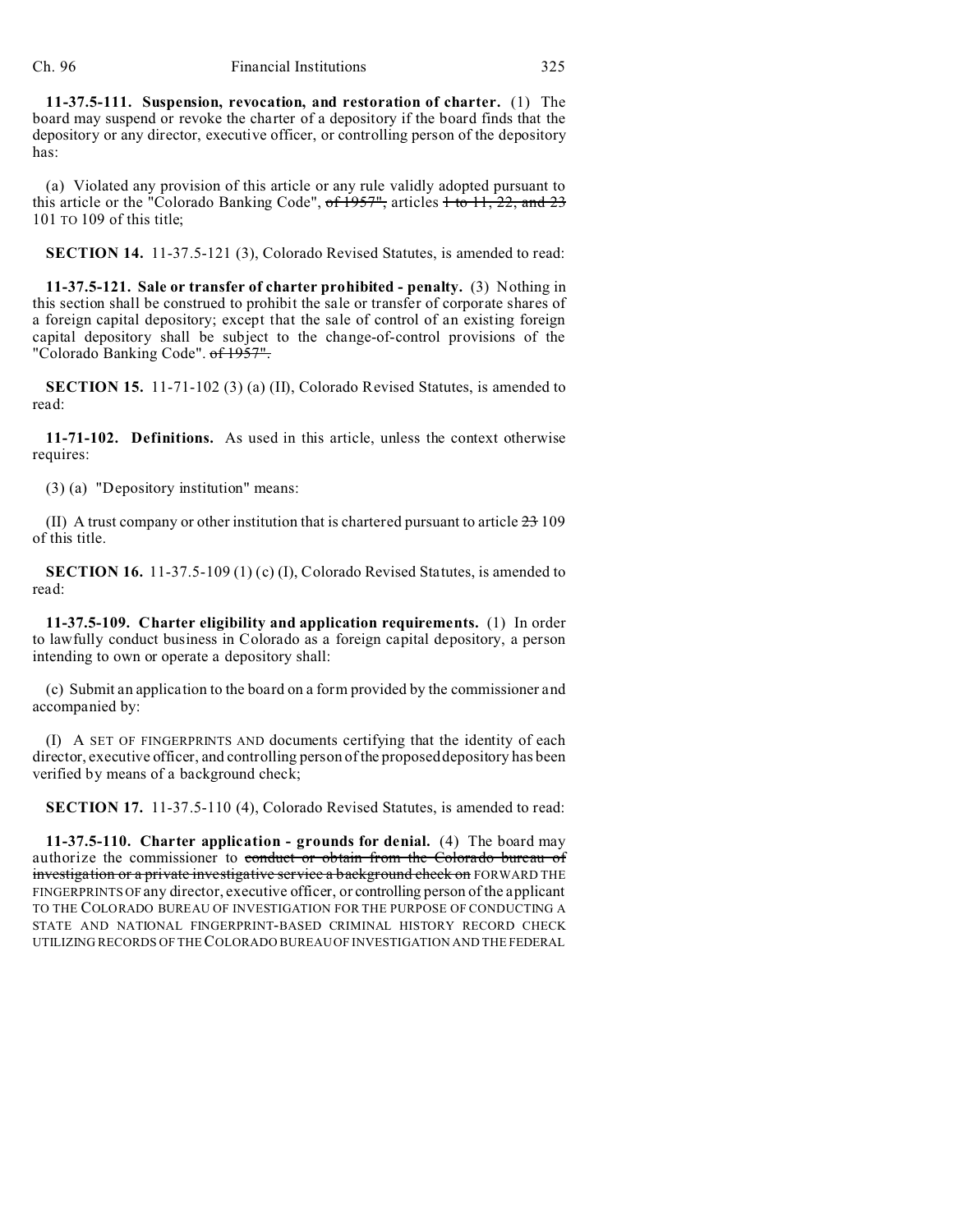**11-37.5-111. Suspension, revocation, and restoration of charter.** (1) The board may suspend or revoke the charter of a depository if the board finds that the depository or any director, executive officer, or controlling person of the depository has:

(a) Violated any provision of this article or any rule validly adopted pursuant to this article or the "Colorado Banking Code", ~~of 1957",~~ articles ~~1 to 11, 22, and 23~~ 101 TO 109 of this title;

**SECTION 14.** 11-37.5-121 (3), Colorado Revised Statutes, is amended to read:

**11-37.5-121. Sale or transfer of charter prohibited - penalty.** (3) Nothing in this section shall be construed to prohibit the sale or transfer of corporate shares of a foreign capital depository; except that the sale of control of an existing foreign capital depository shall be subject to the change-of-control provisions of the "Colorado Banking Code". ~~of 1957".~~

**SECTION 15.** 11-71-102 (3) (a) (II), Colorado Revised Statutes, is amended to read:

**11-71-102. Definitions.** As used in this article, unless the context otherwise requires:

(3) (a) "Depository institution" means:

(II) A trust company or other institution that is chartered pursuant to article ~~23~~ 109 of this title.

**SECTION 16.** 11-37.5-109 (1) (c) (I), Colorado Revised Statutes, is amended to read:

**11-37.5-109. Charter eligibility and application requirements.** (1) In order to lawfully conduct business in Colorado as a foreign capital depository, a person intending to own or operate a depository shall:

(c) Submit an application to the board on a form provided by the commissioner and accompanied by:

(I) A SET OF FINGERPRINTS AND documents certifying that the identity of each director, executive officer, and controlling person of the proposed depository has been verified by means of a background check;

**SECTION 17.** 11-37.5-110 (4), Colorado Revised Statutes, is amended to read:

**11-37.5-110. Charter application - grounds for denial.** (4) The board may authorize the commissioner to ~~conduct or obtain from the Colorado bureau of investigation or a private investigative service a background check on~~ FORWARD THE FINGERPRINTS OF any director, executive officer, or controlling person of the applicant TO THE COLORADO BUREAU OF INVESTIGATION FOR THE PURPOSE OF CONDUCTING A STATE AND NATIONAL FINGERPRINT-BASED CRIMINAL HISTORY RECORD CHECK UTILIZING RECORDS OF THE COLORADO BUREAU OF INVESTIGATION AND THE FEDERAL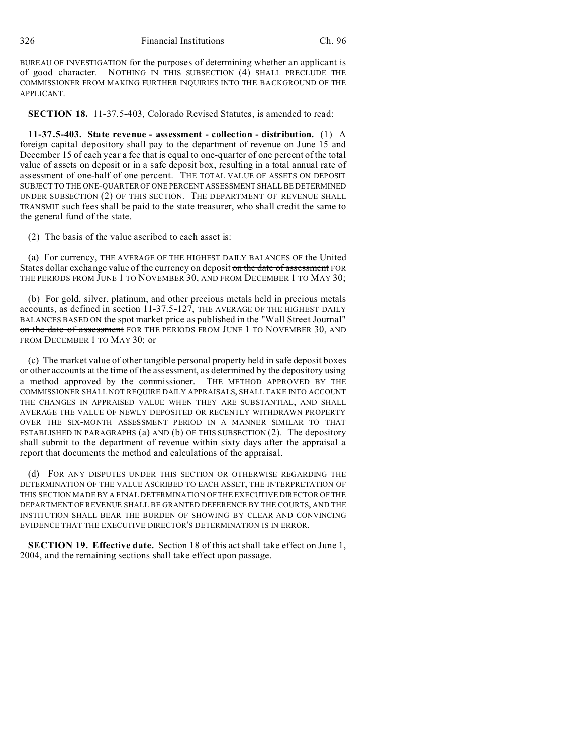BUREAU OF INVESTIGATION for the purposes of determining whether an applicant is of good character. NOTHING IN THIS SUBSECTION (4) SHALL PRECLUDE THE COMMISSIONER FROM MAKING FURTHER INQUIRIES INTO THE BACKGROUND OF THE APPLICANT.

**SECTION 18.** 11-37.5-403, Colorado Revised Statutes, is amended to read:

**11-37.5-403. State revenue - assessment - collection - distribution.** (1) A foreign capital depository shall pay to the department of revenue on June 15 and December 15 of each year a fee that is equal to one-quarter of one percent of the total value of assets on deposit or in a safe deposit box, resulting in a total annual rate of assessment of one-half of one percent. THE TOTAL VALUE OF ASSETS ON DEPOSIT SUBJECT TO THE ONE-QUARTER OF ONE PERCENT ASSESSMENT SHALL BE DETERMINED UNDER SUBSECTION (2) OF THIS SECTION. THE DEPARTMENT OF REVENUE SHALL TRANSMIT such fees ~~shall be paid~~ to the state treasurer, who shall credit the same to the general fund of the state.

(2) The basis of the value ascribed to each asset is:

(a) For currency, THE AVERAGE OF THE HIGHEST DAILY BALANCES OF the United States dollar exchange value of the currency on deposit ~~on the date of assessment~~ FOR THE PERIODS FROM JUNE 1 TO NOVEMBER 30, AND FROM DECEMBER 1 TO MAY 30;

(b) For gold, silver, platinum, and other precious metals held in precious metals accounts, as defined in section 11-37.5-127, THE AVERAGE OF THE HIGHEST DAILY BALANCES BASED ON the spot market price as published in the "Wall Street Journal" ~~on the date of assessment~~ FOR THE PERIODS FROM JUNE 1 TO NOVEMBER 30, AND FROM DECEMBER 1 TO MAY 30; or

(c) The market value of other tangible personal property held in safe deposit boxes or other accounts at the time of the assessment, as determined by the depository using a method approved by the commissioner. THE METHOD APPROVED BY THE COMMISSIONER SHALL NOT REQUIRE DAILY APPRAISALS, SHALL TAKE INTO ACCOUNT THE CHANGES IN APPRAISED VALUE WHEN THEY ARE SUBSTANTIAL, AND SHALL AVERAGE THE VALUE OF NEWLY DEPOSITED OR RECENTLY WITHDRAWN PROPERTY OVER THE SIX-MONTH ASSESSMENT PERIOD IN A MANNER SIMILAR TO THAT ESTABLISHED IN PARAGRAPHS (a) AND (b) OF THIS SUBSECTION (2). The depository shall submit to the department of revenue within sixty days after the appraisal a report that documents the method and calculations of the appraisal.

(d) FOR ANY DISPUTES UNDER THIS SECTION OR OTHERWISE REGARDING THE DETERMINATION OF THE VALUE ASCRIBED TO EACH ASSET, THE INTERPRETATION OF THIS SECTION MADE BY A FINAL DETERMINATION OF THE EXECUTIVE DIRECTOR OF THE DEPARTMENT OF REVENUE SHALL BE GRANTED DEFERENCE BY THE COURTS, AND THE INSTITUTION SHALL BEAR THE BURDEN OF SHOWING BY CLEAR AND CONVINCING EVIDENCE THAT THE EXECUTIVE DIRECTOR'S DETERMINATION IS IN ERROR.

**SECTION 19. Effective date.** Section 18 of this act shall take effect on June 1, 2004, and the remaining sections shall take effect upon passage.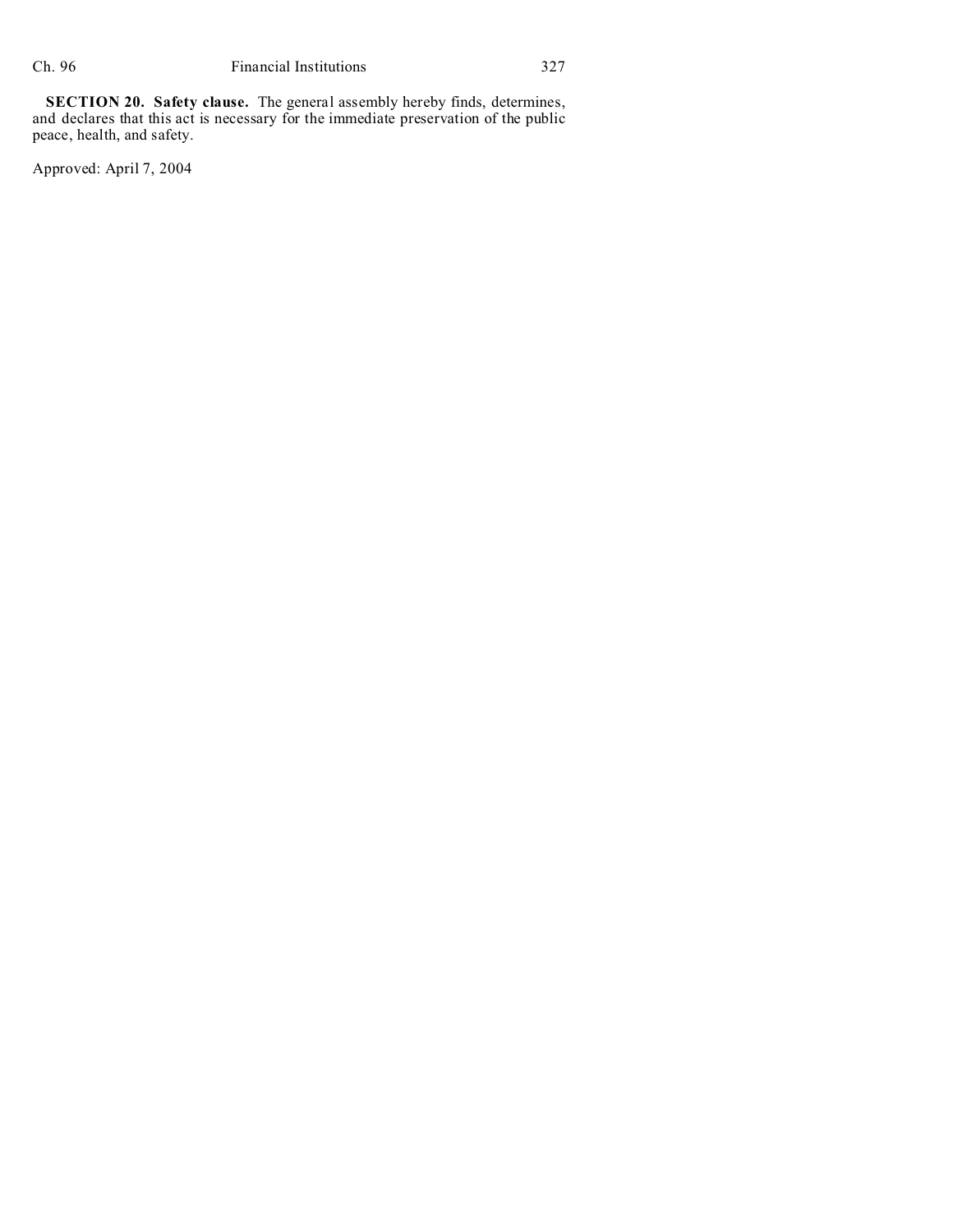**SECTION 20. Safety clause.** The general assembly hereby finds, determines, and declares that this act is necessary for the immediate preservation of the public peace, health, and safety.

Approved: April 7, 2004